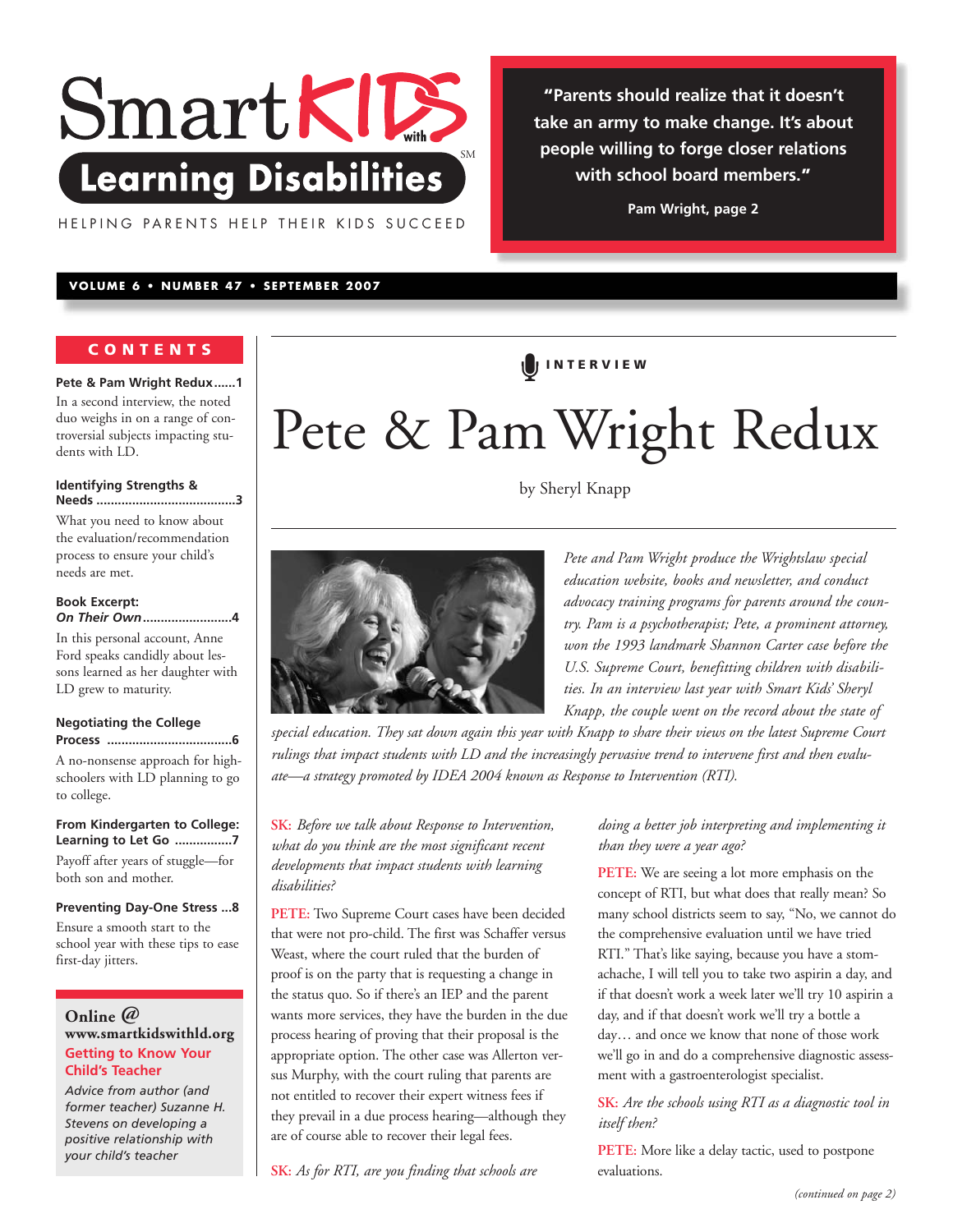# Smart KIDS with Learning Disabilities[SM]

HELPING PARENTS HELP THEIR KIDS SUCCEED

> **"Parents should realize that it doesn't take an army to make change. It's about people willing to forge closer relations with school board members."**
>
> **Pam Wright, page 2**

**VOLUME 6 • NUMBER 47 • SEPTEMBER 2007**

## CONTENTS

**Pete & Pam Wright Redux......1**
In a second interview, the noted duo weighs in on a range of controversial subjects impacting students with LD.

**Identifying Strengths & Needs ......................................3**
What you need to know about the evaluation/recommendation process to ensure your child's needs are met.

**Book Excerpt: *On Their Own*.........................4**
In this personal account, Anne Ford speaks candidly about lessons learned as her daughter with LD grew to maturity.

**Negotiating the College Process ..................................6**
A no-nonsense approach for high-schoolers with LD planning to go to college.

**From Kindergarten to College: Learning to Let Go ................7**
Payoff after years of struggle—for both son and mother.

**Preventing Day-One Stress ...8**
Ensure a smooth start to the school year with these tips to ease first-day jitters.

**Online @ www.smartkidswithld.org**

**Getting to Know Your Child's Teacher**

*Advice from author (and former teacher) Suzanne H. Stevens on developing a positive relationship with your child's teacher*

---

**INTERVIEW**

# Pete & Pam Wright Redux

by Sheryl Knapp

*Pete and Pam Wright produce the Wrightslaw special education website, books and newsletter, and conduct advocacy training programs for parents around the country. Pam is a psychotherapist; Pete, a prominent attorney, won the 1993 landmark Shannon Carter case before the U.S. Supreme Court, benefitting children with disabilities. In an interview last year with Smart Kids' Sheryl Knapp, the couple went on the record about the state of special education. They sat down again this year with Knapp to share their views on the latest Supreme Court rulings that impact students with LD and the increasingly pervasive trend to intervene first and then evaluate—a strategy promoted by IDEA 2004 known as Response to Intervention (RTI).*

**SK:** *Before we talk about Response to Intervention, what do you think are the most significant recent developments that impact students with learning disabilities?*

**PETE:** Two Supreme Court cases have been decided that were not pro-child. The first was Schaffer versus Weast, where the court ruled that the burden of proof is on the party that is requesting a change in the status quo. So if there's an IEP and the parent wants more services, they have the burden in the due process hearing of proving that their proposal is the appropriate option. The other case was Allerton versus Murphy, with the court ruling that parents are not entitled to recover their expert witness fees if they prevail in a due process hearing—although they are of course able to recover their legal fees.

**SK:** *As for RTI, are you finding that schools are doing a better job interpreting and implementing it than they were a year ago?*

**PETE:** We are seeing a lot more emphasis on the concept of RTI, but what does that really mean? So many school districts seem to say, "No, we cannot do the comprehensive evaluation until we have tried RTI." That's like saying, because you have a stomachache, I will tell you to take two aspirin a day, and if that doesn't work a week later we'll try 10 aspirin a day, and if that doesn't work we'll try a bottle a day… and once we know that none of those work we'll go in and do a comprehensive diagnostic assessment with a gastroenterologist specialist.

**SK:** *Are the schools using RTI as a diagnostic tool in itself then?*

**PETE:** More like a delay tactic, used to postpone evaluations.

*(continued on page 2)*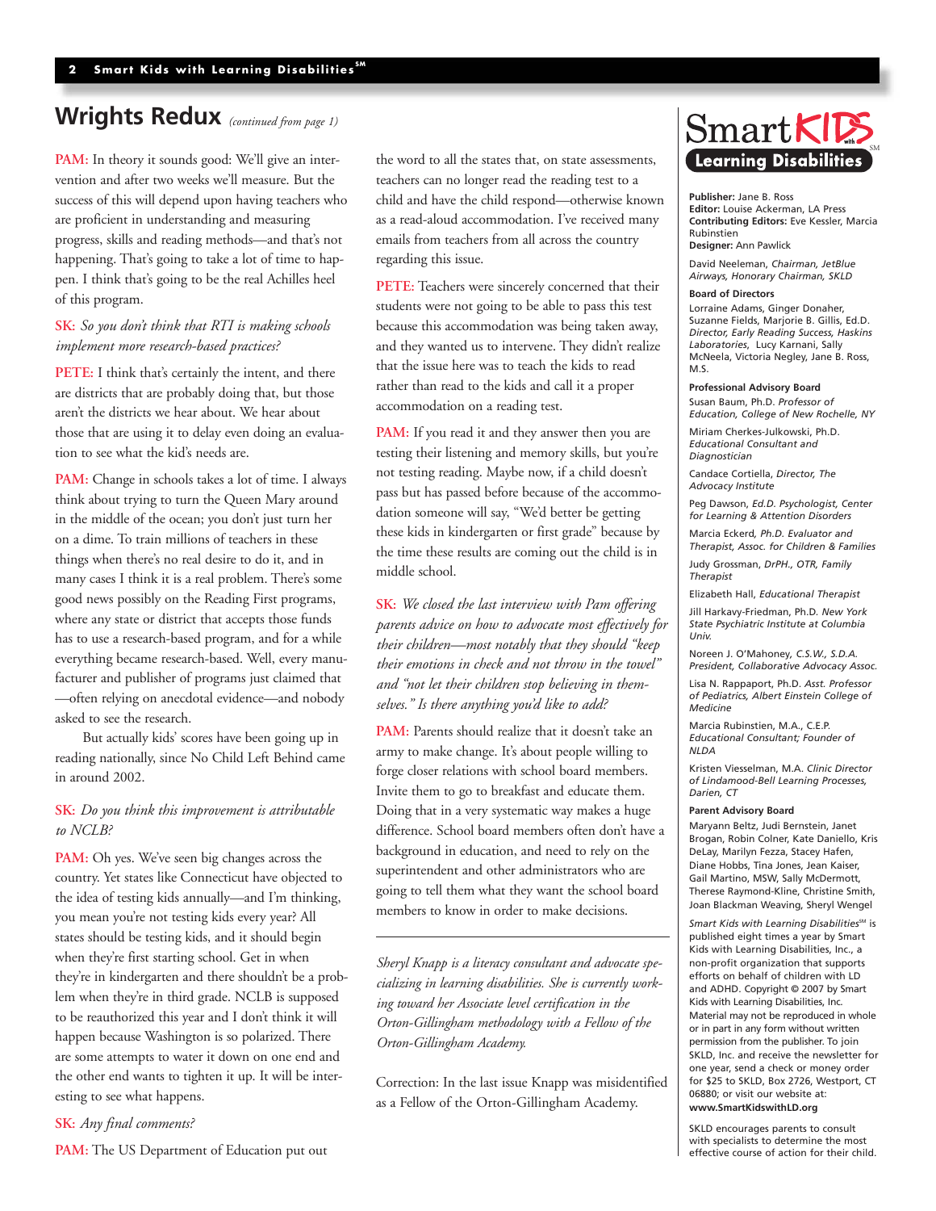# Wrights Redux *(continued from page 1)*

**PAM:** In theory it sounds good: We'll give an intervention and after two weeks we'll measure. But the success of this will depend upon having teachers who are proficient in understanding and measuring progress, skills and reading methods—and that's not happening. That's going to take a lot of time to happen. I think that's going to be the real Achilles heel of this program.

**SK:** *So you don't think that RTI is making schools implement more research-based practices?*

**PETE:** I think that's certainly the intent, and there are districts that are probably doing that, but those aren't the districts we hear about. We hear about those that are using it to delay even doing an evaluation to see what the kid's needs are.

**PAM:** Change in schools takes a lot of time. I always think about trying to turn the Queen Mary around in the middle of the ocean; you don't just turn her on a dime. To train millions of teachers in these things when there's no real desire to do it, and in many cases I think it is a real problem. There's some good news possibly on the Reading First programs, where any state or district that accepts those funds has to use a research-based program, and for a while everything became research-based. Well, every manufacturer and publisher of programs just claimed that—often relying on anecdotal evidence—and nobody asked to see the research.

But actually kids' scores have been going up in reading nationally, since No Child Left Behind came in around 2002.

**SK:** *Do you think this improvement is attributable to NCLB?*

**PAM:** Oh yes. We've seen big changes across the country. Yet states like Connecticut have objected to the idea of testing kids annually—and I'm thinking, you mean you're not testing kids every year? All states should be testing kids, and it should begin when they're first starting school. Get in when they're in kindergarten and there shouldn't be a problem when they're in third grade. NCLB is supposed to be reauthorized this year and I don't think it will happen because Washington is so polarized. There are some attempts to water it down on one end and the other end wants to tighten it up. It will be interesting to see what happens.

**SK:** *Any final comments?*

**PAM:** The US Department of Education put out the word to all the states that, on state assessments, teachers can no longer read the reading test to a child and have the child respond—otherwise known as a read-aloud accommodation. I've received many emails from teachers from all across the country regarding this issue.

**PETE:** Teachers were sincerely concerned that their students were not going to be able to pass this test because this accommodation was being taken away, and they wanted us to intervene. They didn't realize that the issue here was to teach the kids to read rather than read to the kids and call it a proper accommodation on a reading test.

**PAM:** If you read it and they answer then you are testing their listening and memory skills, but you're not testing reading. Maybe now, if a child doesn't pass but has passed before because of the accommodation someone will say, "We'd better be getting these kids in kindergarten or first grade" because by the time these results are coming out the child is in middle school.

**SK:** *We closed the last interview with Pam offering parents advice on how to advocate most effectively for their children—most notably that they should "keep their emotions in check and not throw in the towel" and "not let their children stop believing in themselves." Is there anything you'd like to add?*

**PAM:** Parents should realize that it doesn't take an army to make change. It's about people willing to forge closer relations with school board members. Invite them to go to breakfast and educate them. Doing that in a very systematic way makes a huge difference. School board members often don't have a background in education, and need to rely on the superintendent and other administrators who are going to tell them what they want the school board members to know in order to make decisions.

---

*Sheryl Knapp is a literacy consultant and advocate specializing in learning disabilities. She is currently working toward her Associate level certification in the Orton-Gillingham methodology with a Fellow of the Orton-Gillingham Academy.*

Correction: In the last issue Knapp was misidentified as a Fellow of the Orton-Gillingham Academy.

---

## Smart Kids with Learning Disabilities℠

**Publisher:** Jane B. Ross
**Editor:** Louise Ackerman, LA Press
**Contributing Editors:** Eve Kessler, Marcia Rubinstien
**Designer:** Ann Pawlick

David Neeleman, *Chairman, JetBlue Airways, Honorary Chairman, SKLD*

**Board of Directors**
Lorraine Adams, Ginger Donaher, Suzanne Fields, Marjorie B. Gillis, Ed.D. *Director, Early Reading Success, Haskins Laboratories*, Lucy Karnani, Sally McNeela, Victoria Negley, Jane B. Ross, M.S.

**Professional Advisory Board**

Susan Baum, Ph.D. *Professor of Education, College of New Rochelle, NY*

Miriam Cherkes-Julkowski, Ph.D. *Educational Consultant and Diagnostician*

Candace Cortiella, *Director, The Advocacy Institute*

Peg Dawson, *Ed.D. Psychologist, Center for Learning & Attention Disorders*

Marcia Eckerd, *Ph.D. Evaluator and Therapist, Assoc. for Children & Families*

Judy Grossman, *DrPH., OTR, Family Therapist*

Elizabeth Hall, *Educational Therapist*

Jill Harkavy-Friedman, Ph.D. *New York State Psychiatric Institute at Columbia Univ.*

Noreen J. O'Mahoney, *C.S.W., S.D.A. President, Collaborative Advocacy Assoc.*

Lisa N. Rappaport, Ph.D. *Asst. Professor of Pediatrics, Albert Einstein College of Medicine*

Marcia Rubinstien, M.A., C.E.P. *Educational Consultant; Founder of NLDA*

Kristen Viesselman, M.A. *Clinic Director of Lindamood-Bell Learning Processes, Darien, CT*

**Parent Advisory Board**
Maryann Beltz, Judi Bernstein, Janet Brogan, Robin Colner, Kate Daniello, Kris DeLay, Marilyn Fezza, Stacey Hafen, Diane Hobbs, Tina Jones, Jean Kaiser, Gail Martino, MSW, Sally McDermott, Therese Raymond-Kline, Christine Smith, Joan Blackman Weaving, Sheryl Wengel

*Smart Kids with Learning Disabilities*℠ is published eight times a year by Smart Kids with Learning Disabilities, Inc., a non-profit organization that supports efforts on behalf of children with LD and ADHD. Copyright © 2007 by Smart Kids with Learning Disabilities, Inc. Material may not be reproduced in whole or in part in any form without written permission from the publisher. To join SKLD, Inc. and receive the newsletter for one year, send a check or money order for $25 to SKLD, Box 2726, Westport, CT 06880; or visit our website at: **www.SmartKidswithLD.org**

SKLD encourages parents to consult with specialists to determine the most effective course of action for their child.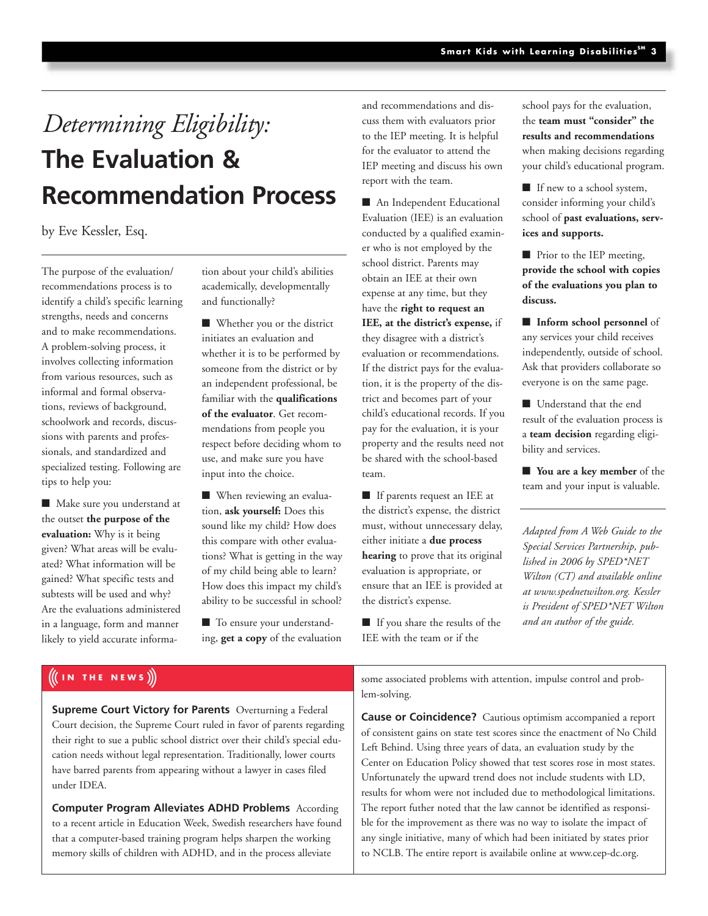# *Determining Eligibility:* The Evaluation & Recommendation Process

by Eve Kessler, Esq.

The purpose of the evaluation/recommendations process is to identify a child's specific learning strengths, needs and concerns and to make recommendations. A problem-solving process, it involves collecting information from various resources, such as informal and formal observations, reviews of background, schoolwork and records, discussions with parents and professionals, and standardized and specialized testing. Following are tips to help you:

- Make sure you understand at the outset **the purpose of the evaluation:** Why is it being given? What areas will be evaluated? What information will be gained? What specific tests and subtests will be used and why? Are the evaluations administered in a language, form and manner likely to yield accurate information about your child's abilities academically, developmentally and functionally?

- Whether you or the district initiates an evaluation and whether it is to be performed by someone from the district or by an independent professional, be familiar with the **qualifications of the evaluator**. Get recommendations from people you respect before deciding whom to use, and make sure you have input into the choice.

- When reviewing an evaluation, **ask yourself:** Does this sound like my child? How does this compare with other evaluations? What is getting in the way of my child being able to learn? How does this impact my child's ability to be successful in school?

- To ensure your understanding, **get a copy** of the evaluation and recommendations and discuss them with evaluators prior to the IEP meeting. It is helpful for the evaluator to attend the IEP meeting and discuss his own report with the team.

- An Independent Educational Evaluation (IEE) is an evaluation conducted by a qualified examiner who is not employed by the school district. Parents may obtain an IEE at their own expense at any time, but they have the **right to request an IEE, at the district's expense,** if they disagree with a district's evaluation or recommendations. If the district pays for the evaluation, it is the property of the district and becomes part of your child's educational records. If you pay for the evaluation, it is your property and the results need not be shared with the school-based team.

- If parents request an IEE at the district's expense, the district must, without unnecessary delay, either initiate a **due process hearing** to prove that its original evaluation is appropriate, or ensure that an IEE is provided at the district's expense.

- If you share the results of the IEE with the team or if the school pays for the evaluation, the **team must "consider" the results and recommendations** when making decisions regarding your child's educational program.

- If new to a school system, consider informing your child's school of **past evaluations, services and supports.**

- Prior to the IEP meeting, **provide the school with copies of the evaluations you plan to discuss.**

- **Inform school personnel** of any services your child receives independently, outside of school. Ask that providers collaborate so everyone is on the same page.

- Understand that the end result of the evaluation process is a **team decision** regarding eligibility and services.

- **You are a key member** of the team and your input is valuable.

*Adapted from A Web Guide to the Special Services Partnership, published in 2006 by SPED\*NET Wilton (CT) and available online at www.spednetwilton.org. Kessler is President of SPED\*NET Wilton and an author of the guide.*

## IN THE NEWS

**Supreme Court Victory for Parents** Overturning a Federal Court decision, the Supreme Court ruled in favor of parents regarding their right to sue a public school district over their child's special education needs without legal representation. Traditionally, lower courts have barred parents from appearing without a lawyer in cases filed under IDEA.

**Computer Program Alleviates ADHD Problems** According to a recent article in Education Week, Swedish researchers have found that a computer-based training program helps sharpen the working memory skills of children with ADHD, and in the process alleviate some associated problems with attention, impulse control and problem-solving.

**Cause or Coincidence?** Cautious optimism accompanied a report of consistent gains on state test scores since the enactment of No Child Left Behind. Using three years of data, an evaluation study by the Center on Education Policy showed that test scores rose in most states. Unfortunately the upward trend does not include students with LD, results for whom were not included due to methodological limitations. The report futher noted that the law cannot be identified as responsible for the improvement as there was no way to isolate the impact of any single initiative, many of which had been initiated by states prior to NCLB. The entire report is availabile online at www.cep-dc.org.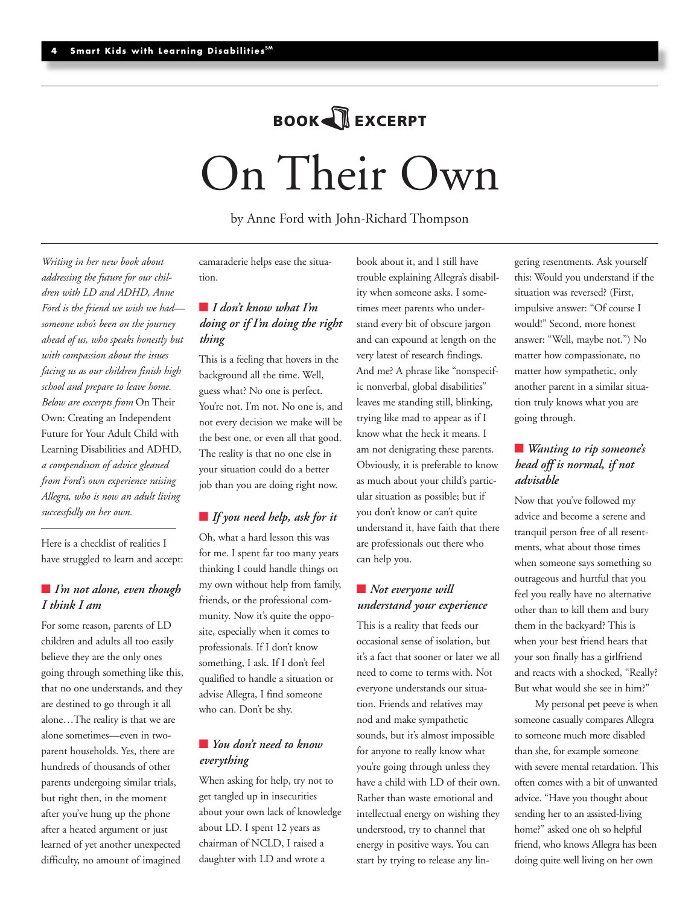BOOK EXCERPT

# On Their Own

by Anne Ford with John-Richard Thompson

*Writing in her new book about addressing the future for our children with LD and ADHD, Anne Ford is the friend we wish we had—someone who's been on the journey ahead of us, who speaks honestly but with compassion about the issues facing us as our children finish high school and prepare to leave home. Below are excerpts from* On Their Own: Creating an Independent Future for Your Adult Child with Learning Disabilities and ADHD, *a compendium of advice gleaned from Ford's own experience raising Allegra, who is now an adult living successfully on her own.*

Here is a checklist of realities I have struggled to learn and accept:

### *I'm not alone, even though I think I am*

For some reason, parents of LD children and adults all too easily believe they are the only ones going through something like this, that no one understands, and they are destined to go through it all alone…The reality is that we are alone sometimes—even in two-parent households. Yes, there are hundreds of thousands of other parents undergoing similar trials, but right then, in the moment after you've hung up the phone after a heated argument or just learned of yet another unexpected difficulty, no amount of imagined camaraderie helps ease the situation.

### *I don't know what I'm doing or if I'm doing the right thing*

This is a feeling that hovers in the background all the time. Well, guess what? No one is perfect. You're not. I'm not. No one is, and not every decision we make will be the best one, or even all that good. The reality is that no one else in your situation could do a better job than you are doing right now.

### *If you need help, ask for it*

Oh, what a hard lesson this was for me. I spent far too many years thinking I could handle things on my own without help from family, friends, or the professional community. Now it's quite the opposite, especially when it comes to professionals. If I don't know something, I ask. If I don't feel qualified to handle a situation or advise Allegra, I find someone who can. Don't be shy.

### *You don't need to know everything*

When asking for help, try not to get tangled up in insecurities about your own lack of knowledge about LD. I spent 12 years as chairman of NCLD, I raised a daughter with LD and wrote a book about it, and I still have trouble explaining Allegra's disability when someone asks. I sometimes meet parents who understand every bit of obscure jargon and can expound at length on the very latest of research findings. And me? A phrase like "nonspecific nonverbal, global disabilities" leaves me standing still, blinking, trying like mad to appear as if I know what the heck it means. I am not denigrating these parents. Obviously, it is preferable to know as much about your child's particular situation as possible; but if you don't know or can't quite understand it, have faith that there are professionals out there who can help you.

### *Not everyone will understand your experience*

This is a reality that feeds our occasional sense of isolation, but it's a fact that sooner or later we all need to come to terms with. Not everyone understands our situation. Friends and relatives may nod and make sympathetic sounds, but it's almost impossible for anyone to really know what you're going through unless they have a child with LD of their own. Rather than waste emotional and intellectual energy on wishing they understood, try to channel that energy in positive ways. You can start by trying to release any lingering resentments. Ask yourself this: Would you understand if the situation was reversed? (First, impulsive answer: "Of course I would!" Second, more honest answer: "Well, maybe not.") No matter how compassionate, no matter how sympathetic, only another parent in a similar situation truly knows what you are going through.

### *Wanting to rip someone's head off is normal, if not advisable*

Now that you've followed my advice and become a serene and tranquil person free of all resentments, what about those times when someone says something so outrageous and hurtful that you feel you really have no alternative other than to kill them and bury them in the backyard? This is when your best friend hears that your son finally has a girlfriend and reacts with a shocked, "Really? But what would she see in him?"

My personal pet peeve is when someone casually compares Allegra to someone much more disabled than she, for example someone with severe mental retardation. This often comes with a bit of unwanted advice. "Have you thought about sending her to an assisted-living home?" asked one oh so helpful friend, who knows Allegra has been doing quite well living on her own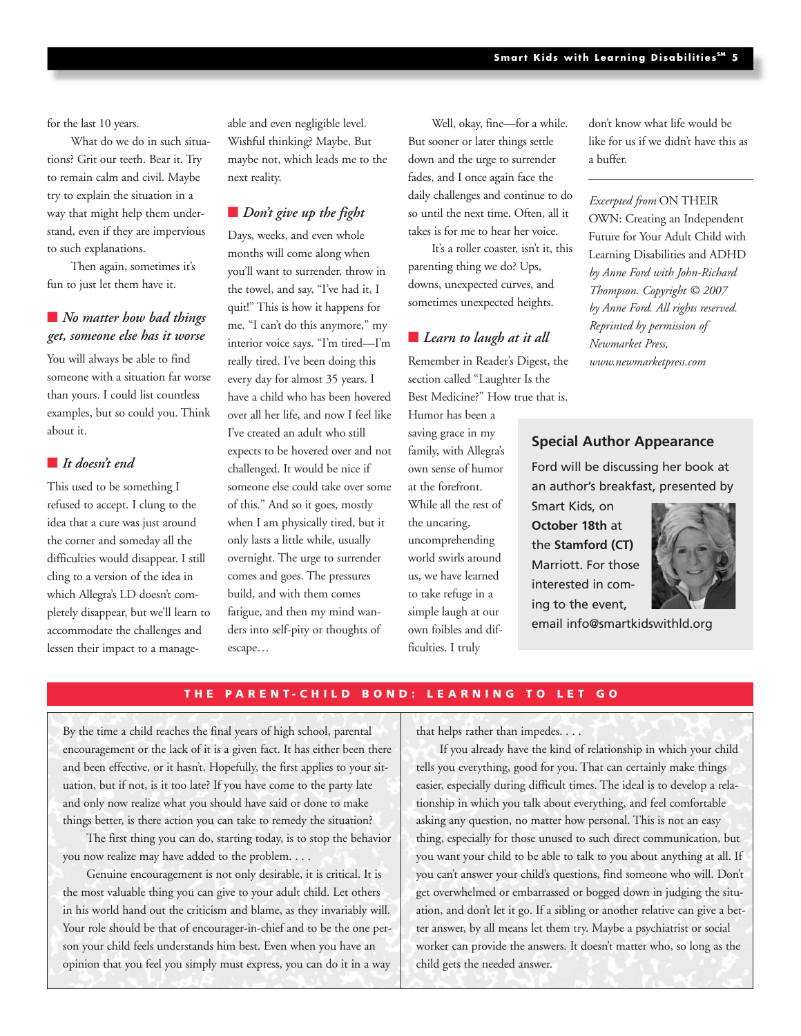for the last 10 years.

What do we do in such situations? Grit our teeth. Bear it. Try to remain calm and civil. Maybe try to explain the situation in a way that might help them understand, even if they are impervious to such explanations.

Then again, sometimes it's fun to just let them have it.

### ■ *No matter how bad things get, someone else has it worse*

You will always be able to find someone with a situation far worse than yours. I could list countless examples, but so could you. Think about it.

### ■ *It doesn't end*

This used to be something I refused to accept. I clung to the idea that a cure was just around the corner and someday all the difficulties would disappear. I still cling to a version of the idea in which Allegra's LD doesn't completely disappear, but we'll learn to accommodate the challenges and lessen their impact to a manageable and even negligible level. Wishful thinking? Maybe. But maybe not, which leads me to the next reality.

### ■ *Don't give up the fight*

Days, weeks, and even whole months will come along when you'll want to surrender, throw in the towel, and say, "I've had it, I quit!" This is how it happens for me. "I can't do this anymore," my interior voice says. "I'm tired—I'm really tired. I've been doing this every day for almost 35 years. I have a child who has been hovered over all her life, and now I feel like I've created an adult who still expects to be hovered over and not challenged. It would be nice if someone else could take over some of this." And so it goes, mostly when I am physically tired, but it only lasts a little while, usually overnight. The urge to surrender comes and goes. The pressures build, and with them comes fatigue, and then my mind wanders into self-pity or thoughts of escape…

Well, okay, fine—for a while. But sooner or later things settle down and the urge to surrender fades, and I once again face the daily challenges and continue to do so until the next time. Often, all it takes is for me to hear her voice.

It's a roller coaster, isn't it, this parenting thing we do? Ups, downs, unexpected curves, and sometimes unexpected heights.

### ■ *Learn to laugh at it all*

Remember in Reader's Digest, the section called "Laughter Is the Best Medicine?" How true that is. Humor has been a saving grace in my family, with Allegra's own sense of humor at the forefront. While all the rest of the uncaring, uncomprehending world swirls around us, we have learned to take refuge in a simple laugh at our own foibles and difficulties. I truly don't know what life would be like for us if we didn't have this as a buffer.

---

*Excerpted from* ON THEIR OWN: Creating an Independent Future for Your Adult Child with Learning Disabilities and ADHD *by Anne Ford with John-Richard Thompson. Copyright © 2007 by Anne Ford. All rights reserved. Reprinted by permission of Newmarket Press, www.newmarketpress.com*

## Special Author Appearance

Ford will be discussing her book at an author's breakfast, presented by Smart Kids, on **October 18th** at the **Stamford (CT)** Marriott. For those interested in coming to the event, email info@smartkidswithld.org

## THE PARENT-CHILD BOND: LEARNING TO LET GO

By the time a child reaches the final years of high school, parental encouragement or the lack of it is a given fact. It has either been there and been effective, or it hasn't. Hopefully, the first applies to your situation, but if not, is it too late? If you have come to the party late and only now realize what you should have said or done to make things better, is there action you can take to remedy the situation?

The first thing you can do, starting today, is to stop the behavior you now realize may have added to the problem. . . .

Genuine encouragement is not only desirable, it is critical. It is the most valuable thing you can give to your adult child. Let others in his world hand out the criticism and blame, as they invariably will. Your role should be that of encourager-in-chief and to be the one person your child feels understands him best. Even when you have an opinion that you feel you simply must express, you can do it in a way that helps rather than impedes. . . .

If you already have the kind of relationship in which your child tells you everything, good for you. That can certainly make things easier, especially during difficult times. The ideal is to develop a relationship in which you talk about everything, and feel comfortable asking any question, no matter how personal. This is not an easy thing, especially for those unused to such direct communication, but you want your child to be able to talk to you about anything at all. If you can't answer your child's questions, find someone who will. Don't get overwhelmed or embarrassed or bogged down in judging the situation, and don't let it go. If a sibling or another relative can give a better answer, by all means let them try. Maybe a psychiatrist or social worker can provide the answers. It doesn't matter who, so long as the child gets the needed answer.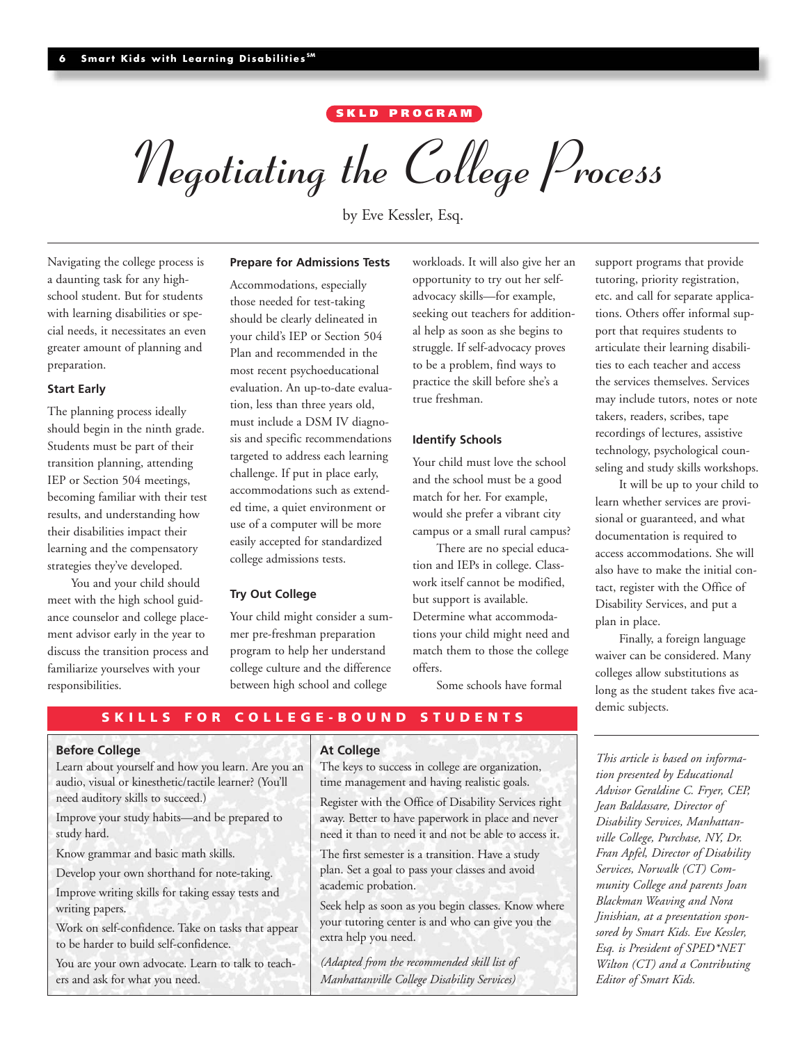SKLD PROGRAM

# Negotiating the College Process

by Eve Kessler, Esq.

Navigating the college process is a daunting task for any high-school student. But for students with learning disabilities or special needs, it necessitates an even greater amount of planning and preparation.

### Start Early

The planning process ideally should begin in the ninth grade. Students must be part of their transition planning, attending IEP or Section 504 meetings, becoming familiar with their test results, and understanding how their disabilities impact their learning and the compensatory strategies they've developed.

You and your child should meet with the high school guidance counselor and college placement advisor early in the year to discuss the transition process and familiarize yourselves with your responsibilities.

### Prepare for Admissions Tests

Accommodations, especially those needed for test-taking should be clearly delineated in your child's IEP or Section 504 Plan and recommended in the most recent psychoeducational evaluation. An up-to-date evaluation, less than three years old, must include a DSM IV diagnosis and specific recommendations targeted to address each learning challenge. If put in place early, accommodations such as extended time, a quiet environment or use of a computer will be more easily accepted for standardized college admissions tests.

### Try Out College

Your child might consider a summer pre-freshman preparation program to help her understand college culture and the difference between high school and college workloads. It will also give her an opportunity to try out her self-advocacy skills—for example, seeking out teachers for additional help as soon as she begins to struggle. If self-advocacy proves to be a problem, find ways to practice the skill before she's a true freshman.

### Identify Schools

Your child must love the school and the school must be a good match for her. For example, would she prefer a vibrant city campus or a small rural campus?

There are no special education and IEPs in college. Classwork itself cannot be modified, but support is available. Determine what accommodations your child might need and match them to those the college offers.

Some schools have formal support programs that provide tutoring, priority registration, etc. and call for separate applications. Others offer informal support that requires students to articulate their learning disabilities to each teacher and access the services themselves. Services may include tutors, notes or note takers, readers, scribes, tape recordings of lectures, assistive technology, psychological counseling and study skills workshops.

It will be up to your child to learn whether services are provisional or guaranteed, and what documentation is required to access accommodations. She will also have to make the initial contact, register with the Office of Disability Services, and put a plan in place.

Finally, a foreign language waiver can be considered. Many colleges allow substitutions as long as the student takes five academic subjects.

## SKILLS FOR COLLEGE-BOUND STUDENTS

### Before College

Learn about yourself and how you learn. Are you an audio, visual or kinesthetic/tactile learner? (You'll need auditory skills to succeed.)

Improve your study habits—and be prepared to study hard.

Know grammar and basic math skills.

Develop your own shorthand for note-taking.

Improve writing skills for taking essay tests and writing papers.

Work on self-confidence. Take on tasks that appear to be harder to build self-confidence.

You are your own advocate. Learn to talk to teachers and ask for what you need.

### At College

The keys to success in college are organization, time management and having realistic goals.

Register with the Office of Disability Services right away. Better to have paperwork in place and never need it than to need it and not be able to access it.

The first semester is a transition. Have a study plan. Set a goal to pass your classes and avoid academic probation.

Seek help as soon as you begin classes. Know where your tutoring center is and who can give you the extra help you need.

*(Adapted from the recommended skill list of Manhattanville College Disability Services)*

---

*This article is based on information presented by Educational Advisor Geraldine C. Fryer, CEP, Jean Baldassare, Director of Disability Services, Manhattanville College, Purchase, NY, Dr. Fran Apfel, Director of Disability Services, Norwalk (CT) Community College and parents Joan Blackman Weaving and Nora Jinishian, at a presentation sponsored by Smart Kids. Eve Kessler, Esq. is President of SPED*NET Wilton (CT) and a Contributing Editor of Smart Kids.*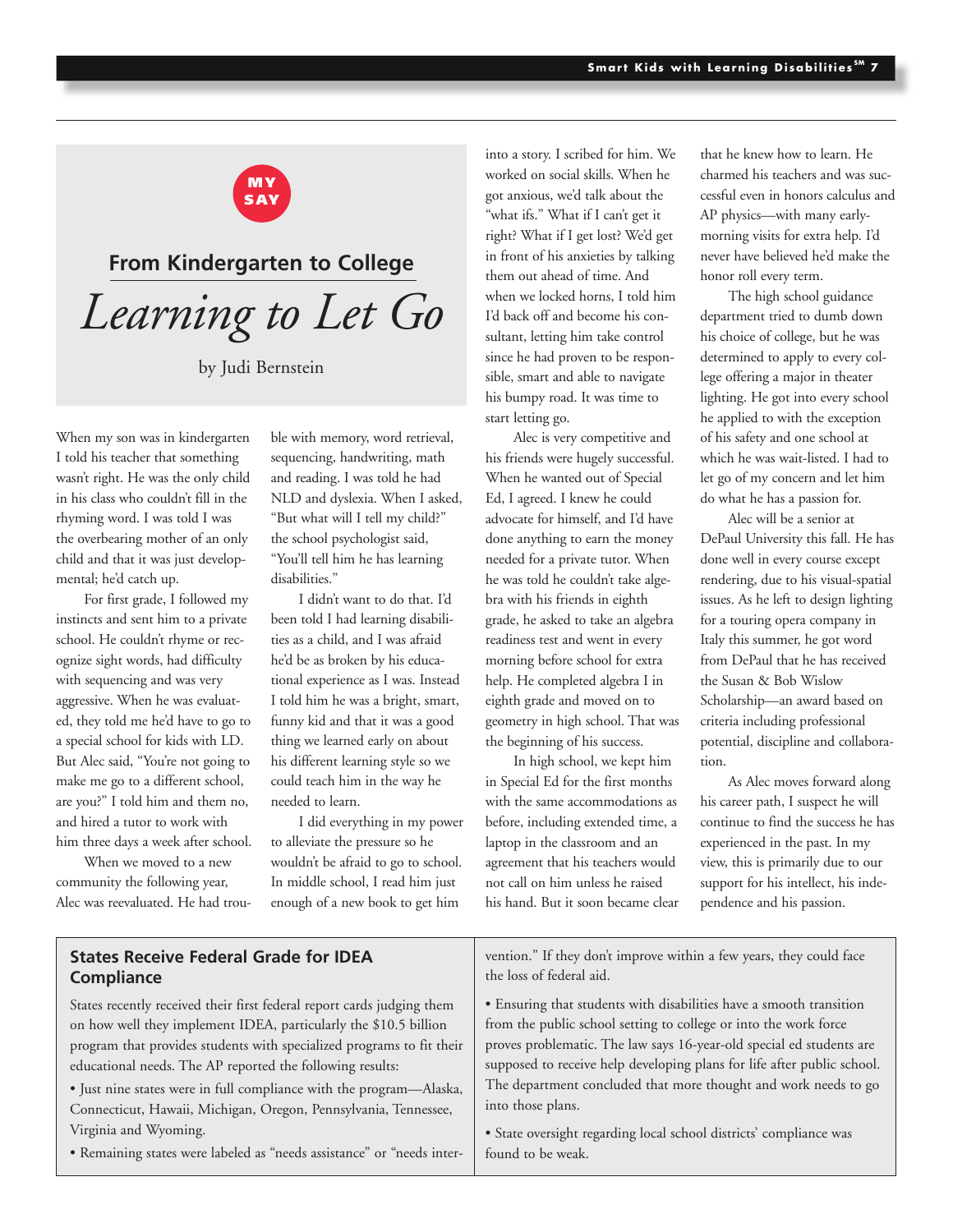MY SAY

## From Kindergarten to College

# *Learning to Let Go*

by Judi Bernstein

When my son was in kindergarten I told his teacher that something wasn't right. He was the only child in his class who couldn't fill in the rhyming word. I was told I was the overbearing mother of an only child and that it was just developmental; he'd catch up.

For first grade, I followed my instincts and sent him to a private school. He couldn't rhyme or recognize sight words, had difficulty with sequencing and was very aggressive. When he was evaluated, they told me he'd have to go to a special school for kids with LD. But Alec said, "You're not going to make me go to a different school, are you?" I told him and them no, and hired a tutor to work with him three days a week after school.

When we moved to a new community the following year, Alec was reevaluated. He had trouble with memory, word retrieval, sequencing, handwriting, math and reading. I was told he had NLD and dyslexia. When I asked, "But what will I tell my child?" the school psychologist said, "You'll tell him he has learning disabilities."

I didn't want to do that. I'd been told I had learning disabilities as a child, and I was afraid he'd be as broken by his educational experience as I was. Instead I told him he was a bright, smart, funny kid and that it was a good thing we learned early on about his different learning style so we could teach him in the way he needed to learn.

I did everything in my power to alleviate the pressure so he wouldn't be afraid to go to school. In middle school, I read him just enough of a new book to get him into a story. I scribed for him. We worked on social skills. When he got anxious, we'd talk about the "what ifs." What if I can't get it right? What if I get lost? We'd get in front of his anxieties by talking them out ahead of time. And when we locked horns, I told him I'd back off and become his consultant, letting him take control since he had proven to be responsible, smart and able to navigate his bumpy road. It was time to start letting go.

Alec is very competitive and his friends were hugely successful. When he wanted out of Special Ed, I agreed. I knew he could advocate for himself, and I'd have done anything to earn the money needed for a private tutor. When he was told he couldn't take algebra with his friends in eighth grade, he asked to take an algebra readiness test and went in every morning before school for extra help. He completed algebra I in eighth grade and moved on to geometry in high school. That was the beginning of his success.

In high school, we kept him in Special Ed for the first months with the same accommodations as before, including extended time, a laptop in the classroom and an agreement that his teachers would not call on him unless he raised his hand. But it soon became clear that he knew how to learn. He charmed his teachers and was successful even in honors calculus and AP physics—with many early-morning visits for extra help. I'd never have believed he'd make the honor roll every term.

The high school guidance department tried to dumb down his choice of college, but he was determined to apply to every college offering a major in theater lighting. He got into every school he applied to with the exception of his safety and one school at which he was wait-listed. I had to let go of my concern and let him do what he has a passion for.

Alec will be a senior at DePaul University this fall. He has done well in every course except rendering, due to his visual-spatial issues. As he left to design lighting for a touring opera company in Italy this summer, he got word from DePaul that he has received the Susan & Bob Wislow Scholarship—an award based on criteria including professional potential, discipline and collaboration.

As Alec moves forward along his career path, I suspect he will continue to find the success he has experienced in the past. In my view, this is primarily due to our support for his intellect, his independence and his passion.

---

### States Receive Federal Grade for IDEA Compliance

States recently received their first federal report cards judging them on how well they implement IDEA, particularly the $10.5 billion program that provides students with specialized programs to fit their educational needs. The AP reported the following results:

- Just nine states were in full compliance with the program—Alaska, Connecticut, Hawaii, Michigan, Oregon, Pennsylvania, Tennessee, Virginia and Wyoming.
- Remaining states were labeled as "needs assistance" or "needs intervention." If they don't improve within a few years, they could face the loss of federal aid.
- Ensuring that students with disabilities have a smooth transition from the public school setting to college or into the work force proves problematic. The law says 16-year-old special ed students are supposed to receive help developing plans for life after public school. The department concluded that more thought and work needs to go into those plans.
- State oversight regarding local school districts' compliance was found to be weak.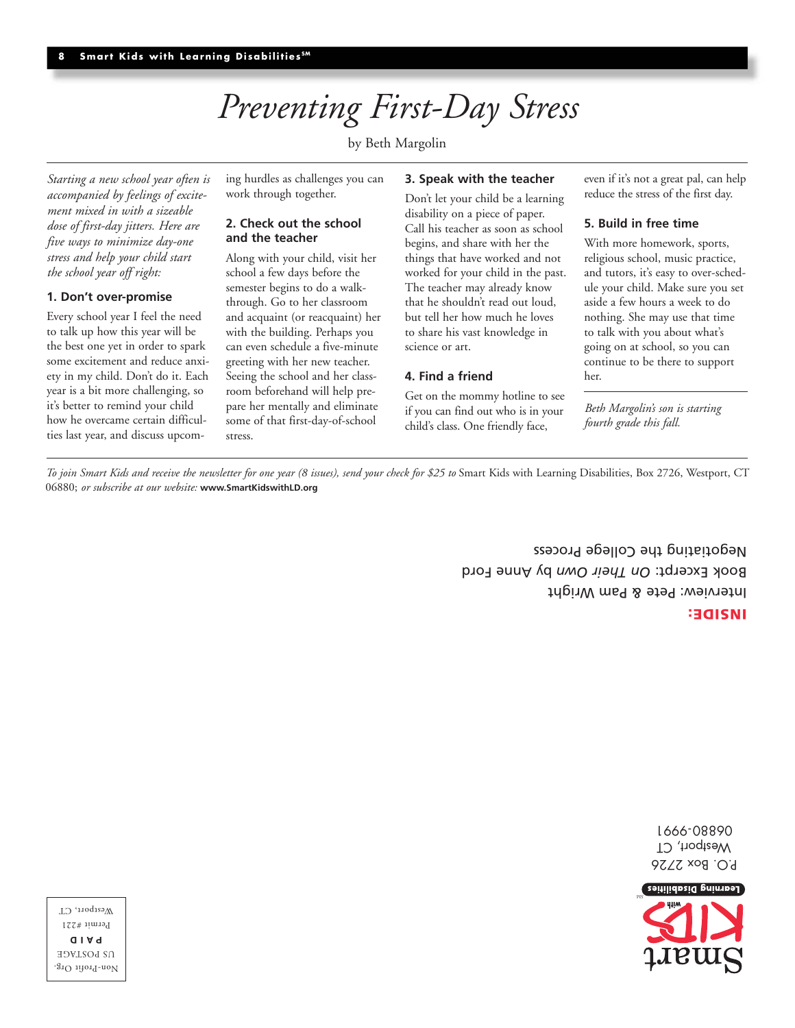# Preventing First-Day Stress

by Beth Margolin

*Starting a new school year often is accompanied by feelings of excitement mixed in with a sizeable dose of first-day jitters. Here are five ways to minimize day-one stress and help your child start the school year off right:*

### 1. Don't over-promise

Every school year I feel the need to talk up how this year will be the best one yet in order to spark some excitement and reduce anxiety in my child. Don't do it. Each year is a bit more challenging, so it's better to remind your child how he overcame certain difficulties last year, and discuss upcoming hurdles as challenges you can work through together.

### 2. Check out the school and the teacher

Along with your child, visit her school a few days before the semester begins to do a walk-through. Go to her classroom and acquaint (or reacquaint) her with the building. Perhaps you can even schedule a five-minute greeting with her new teacher. Seeing the school and her classroom beforehand will help prepare her mentally and eliminate some of that first-day-of-school stress.

### 3. Speak with the teacher

Don't let your child be a learning disability on a piece of paper. Call his teacher as soon as school begins, and share with her the things that have worked and not worked for your child in the past. The teacher may already know that he shouldn't read out loud, but tell her how much he loves to share his vast knowledge in science or art.

### 4. Find a friend

Get on the mommy hotline to see if you can find out who is in your child's class. One friendly face, even if it's not a great pal, can help reduce the stress of the first day.

### 5. Build in free time

With more homework, sports, religious school, music practice, and tutors, it's easy to over-schedule your child. Make sure you set aside a few hours a week to do nothing. She may use that time to talk with you about what's going on at school, so you can continue to be there to support her.

*Beth Margolin's son is starting fourth grade this fall.*

---

*To join Smart Kids and receive the newsletter for one year (8 issues), send your check for $25 to* Smart Kids with Learning Disabilities, Box 2726, Westport, CT 06880; *or subscribe at our website:* **www.SmartKidswithLD.org**

**INSIDE:**

Interview: Pete & Pam Wright

Book Excerpt: *On Their Own* by Anne Ford

Negotiating the College Process

Smart Kids with Learning Disabilities[SM]

P.O. Box 2726
Westport, CT
06880-9991

Non-Profit Org.
US POSTAGE
PAID
Permit #221
Westport, CT